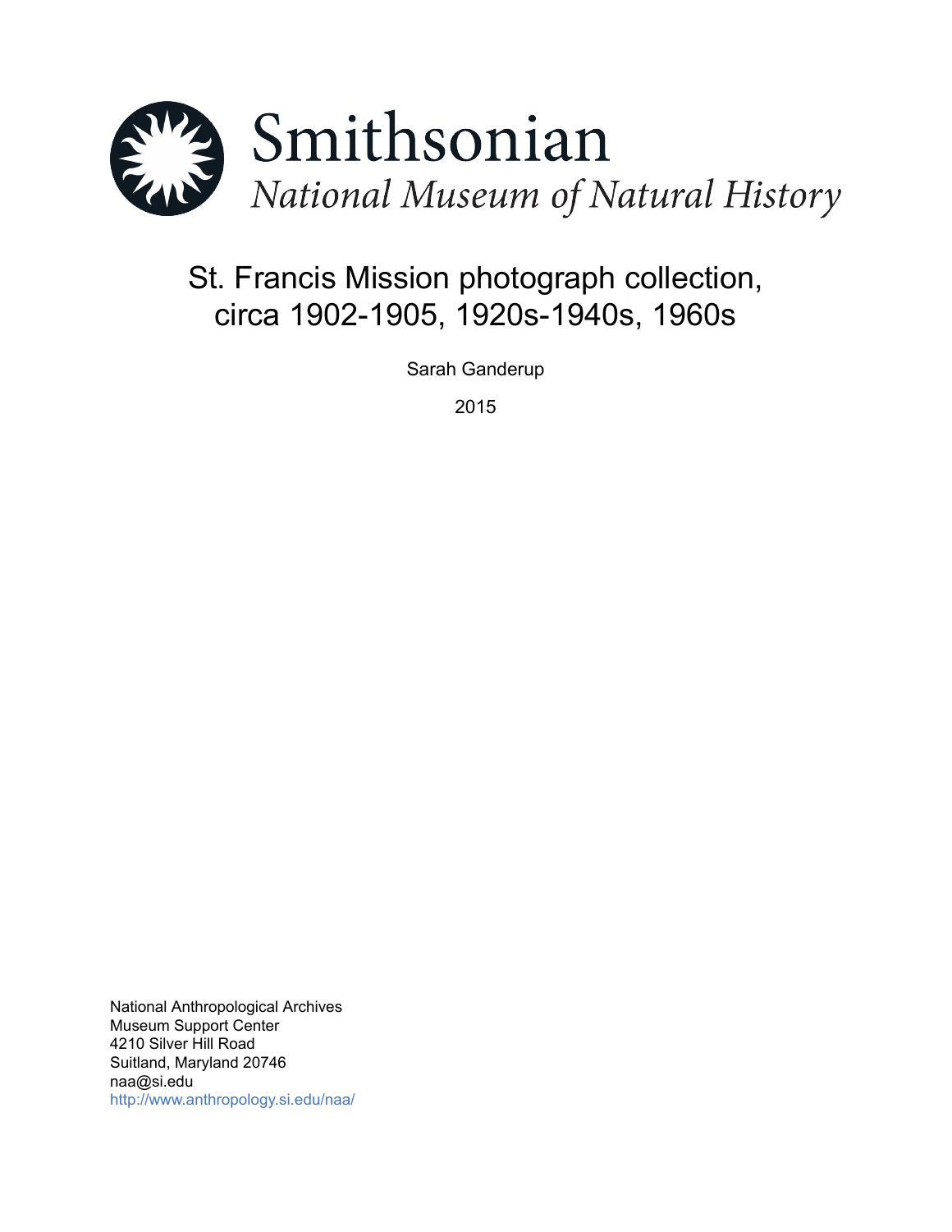Smithsonian

*National Museum of Natural History*

# St. Francis Mission photograph collection, circa 1902-1905, 1920s-1940s, 1960s

Sarah Ganderup

2015

National Anthropological Archives
Museum Support Center
4210 Silver Hill Road
Suitland, Maryland 20746
naa@si.edu
http://www.anthropology.si.edu/naa/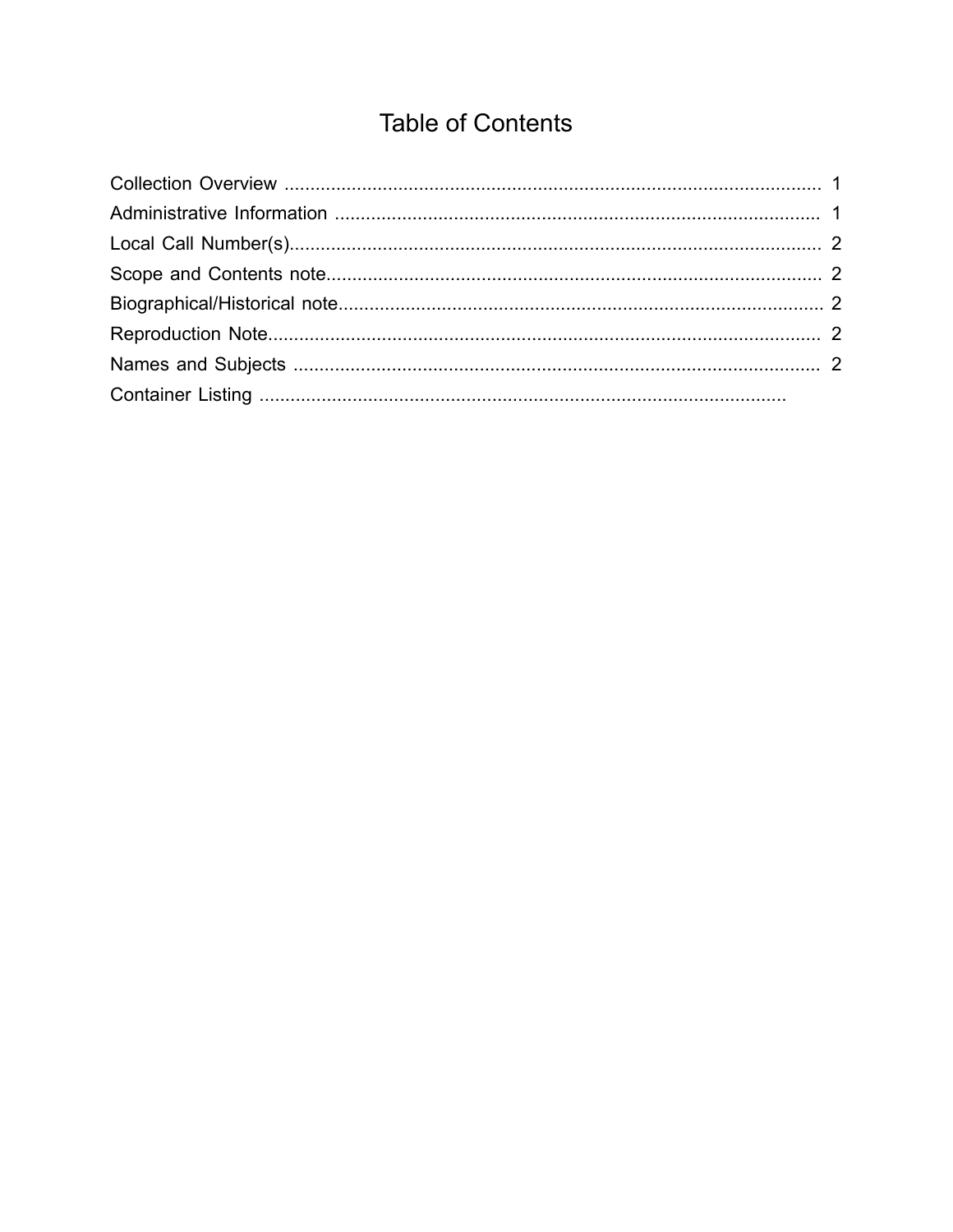# Table of Contents

Collection Overview ........................................................................................................ 1
Administrative Information .............................................................................................. 1
Local Call Number(s)....................................................................................................... 2
Scope and Contents note................................................................................................ 2
Biographical/Historical note............................................................................................. 2
Reproduction Note........................................................................................................... 2
Names and Subjects ...................................................................................................... 2
Container Listing ......................................................................................................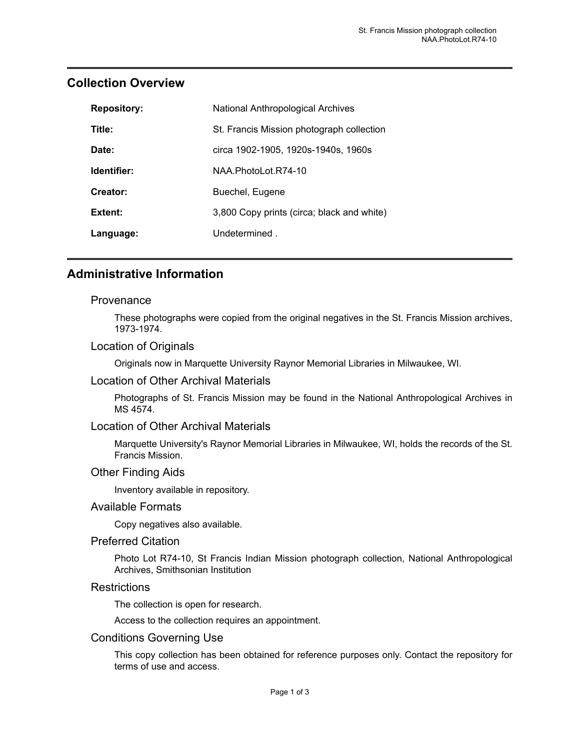## Collection Overview

| | |
|---|---|
| **Repository:** | National Anthropological Archives |
| **Title:** | St. Francis Mission photograph collection |
| **Date:** | circa 1902-1905, 1920s-1940s, 1960s |
| **Identifier:** | NAA.PhotoLot.R74-10 |
| **Creator:** | Buechel, Eugene |
| **Extent:** | 3,800 Copy prints (circa; black and white) |
| **Language:** | Undetermined . |

## Administrative Information

### Provenance

These photographs were copied from the original negatives in the St. Francis Mission archives, 1973-1974.

### Location of Originals

Originals now in Marquette University Raynor Memorial Libraries in Milwaukee, WI.

### Location of Other Archival Materials

Photographs of St. Francis Mission may be found in the National Anthropological Archives in MS 4574.

### Location of Other Archival Materials

Marquette University's Raynor Memorial Libraries in Milwaukee, WI, holds the records of the St. Francis Mission.

### Other Finding Aids

Inventory available in repository.

### Available Formats

Copy negatives also available.

### Preferred Citation

Photo Lot R74-10, St Francis Indian Mission photograph collection, National Anthropological Archives, Smithsonian Institution

### Restrictions

The collection is open for research.

Access to the collection requires an appointment.

### Conditions Governing Use

This copy collection has been obtained for reference purposes only. Contact the repository for terms of use and access.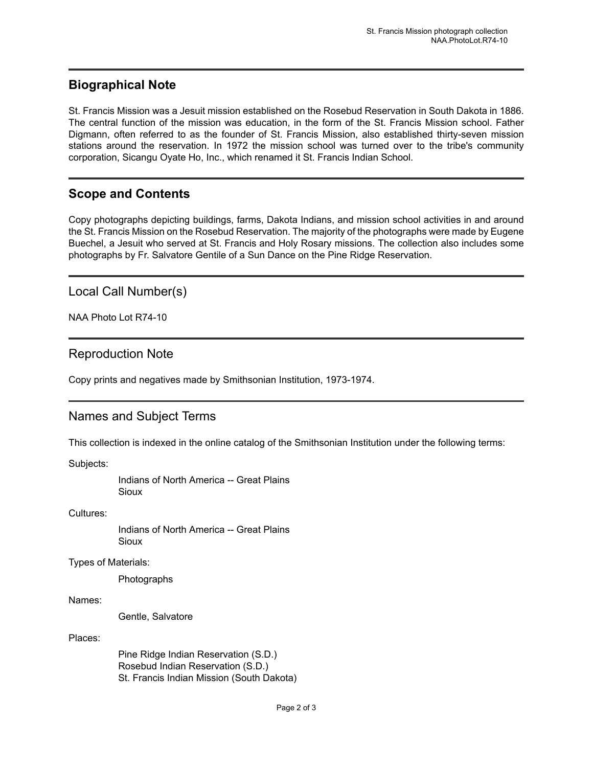## Biographical Note

St. Francis Mission was a Jesuit mission established on the Rosebud Reservation in South Dakota in 1886. The central function of the mission was education, in the form of the St. Francis Mission school. Father Digmann, often referred to as the founder of St. Francis Mission, also established thirty-seven mission stations around the reservation. In 1972 the mission school was turned over to the tribe's community corporation, Sicangu Oyate Ho, Inc., which renamed it St. Francis Indian School.

## Scope and Contents

Copy photographs depicting buildings, farms, Dakota Indians, and mission school activities in and around the St. Francis Mission on the Rosebud Reservation. The majority of the photographs were made by Eugene Buechel, a Jesuit who served at St. Francis and Holy Rosary missions. The collection also includes some photographs by Fr. Salvatore Gentile of a Sun Dance on the Pine Ridge Reservation.

## Local Call Number(s)

NAA Photo Lot R74-10

## Reproduction Note

Copy prints and negatives made by Smithsonian Institution, 1973-1974.

## Names and Subject Terms

This collection is indexed in the online catalog of the Smithsonian Institution under the following terms:

Subjects:

- Indians of North America -- Great Plains
- Sioux

Cultures:

- Indians of North America -- Great Plains
- Sioux

Types of Materials:

- Photographs

Names:

- Gentle, Salvatore

Places:

- Pine Ridge Indian Reservation (S.D.)
- Rosebud Indian Reservation (S.D.)
- St. Francis Indian Mission (South Dakota)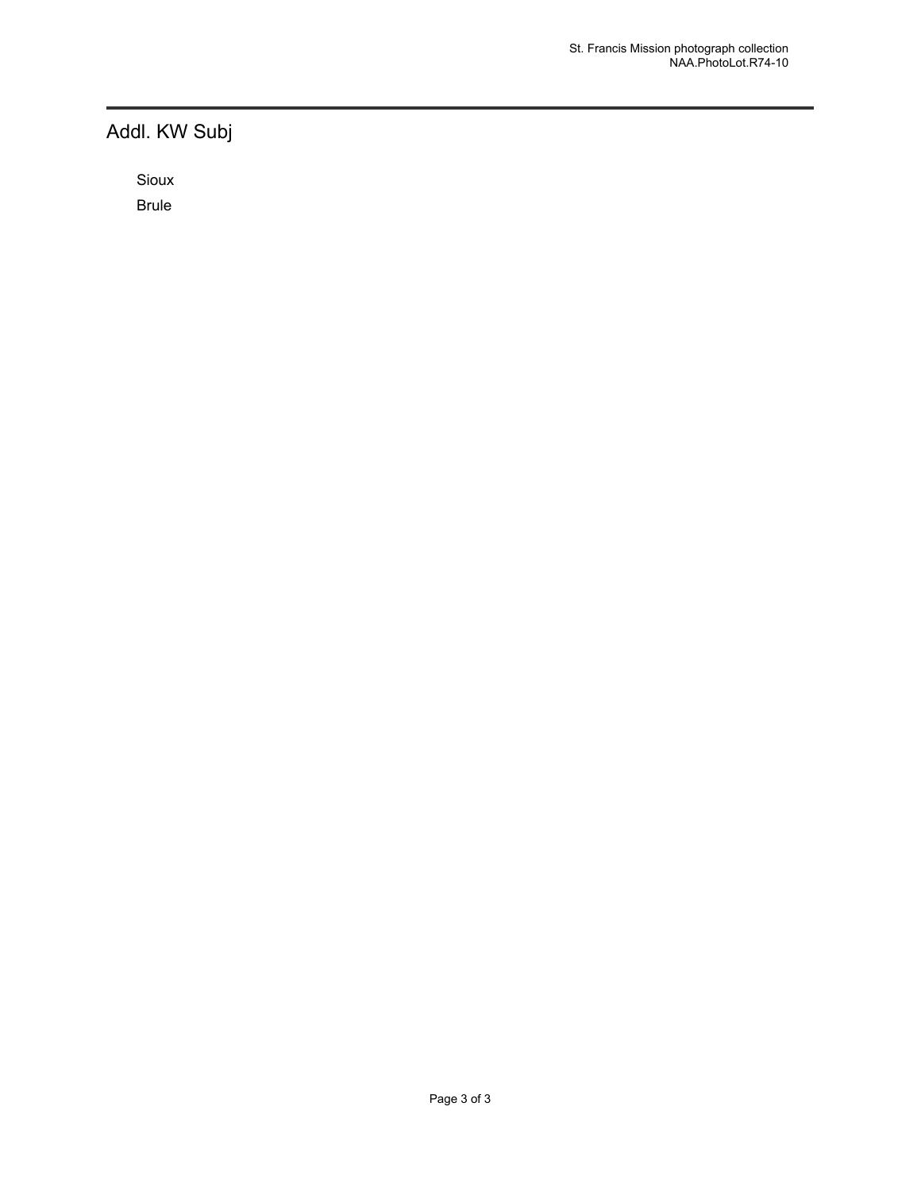## Addl. KW Subj

Sioux

Brule